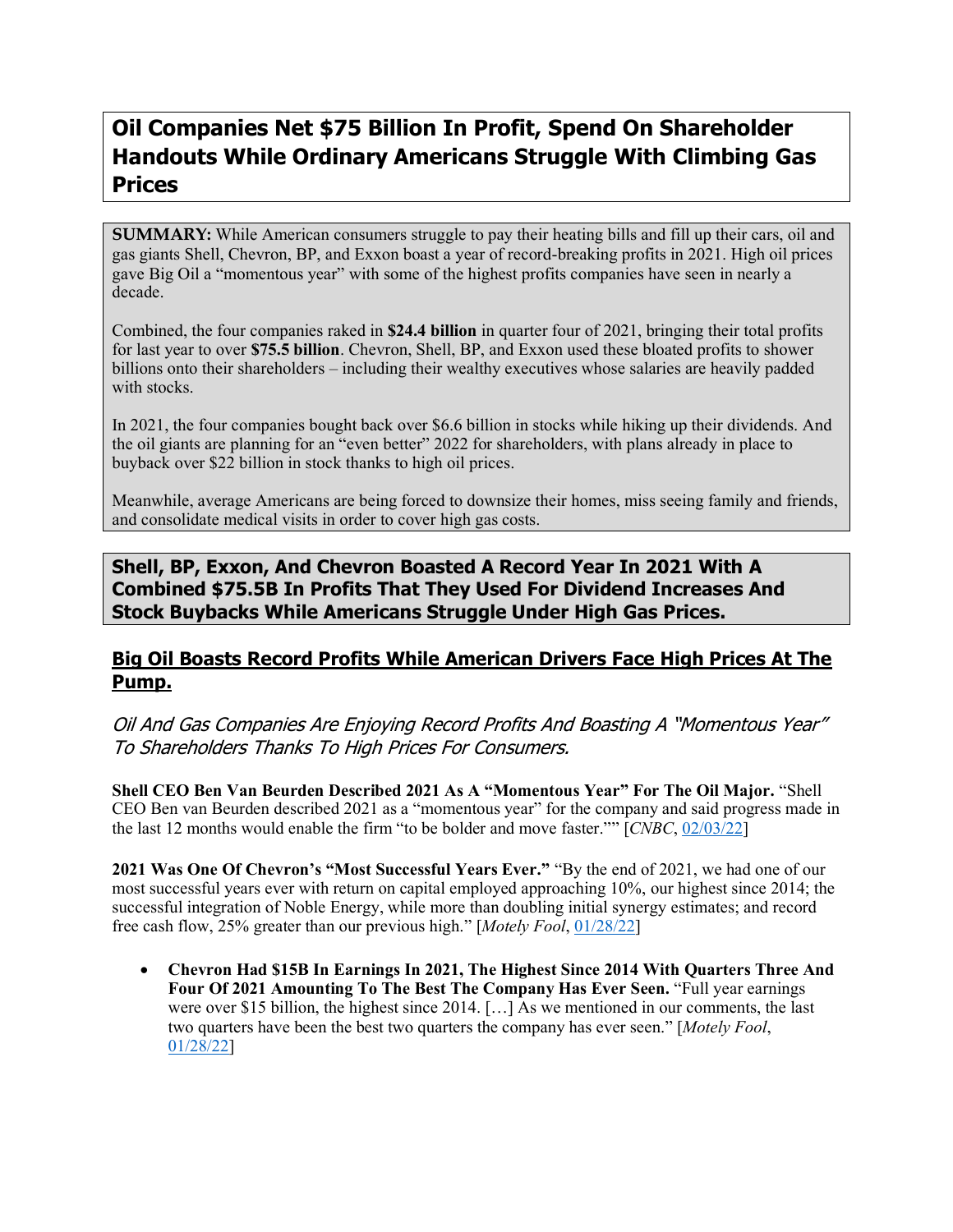# Oil Companies Net $75 Billion In Profit, Spend On Shareholder Handouts While Ordinary Americans Struggle With Climbing Gas Prices

**SUMMARY:** While American consumers struggle to pay their heating bills and fill up their cars, oil and gas giants Shell, Chevron, BP, and Exxon boast a year of record-breaking profits in 2021. High oil prices gave Big Oil a "momentous year" with some of the highest profits companies have seen in nearly a decade.

Combined, the four companies raked in **$24.4 billion** in quarter four of 2021, bringing their total profits for last year to over **$75.5 billion**. Chevron, Shell, BP, and Exxon used these bloated profits to shower billions onto their shareholders – including their wealthy executives whose salaries are heavily padded with stocks.

In 2021, the four companies bought back over $6.6 billion in stocks while hiking up their dividends. And the oil giants are planning for an "even better" 2022 for shareholders, with plans already in place to buyback over $22 billion in stock thanks to high oil prices.

Meanwhile, average Americans are being forced to downsize their homes, miss seeing family and friends, and consolidate medical visits in order to cover high gas costs.

## Shell, BP, Exxon, And Chevron Boasted A Record Year In 2021 With A Combined $75.5B In Profits That They Used For Dividend Increases And Stock Buybacks While Americans Struggle Under High Gas Prices.

### Big Oil Boasts Record Profits While American Drivers Face High Prices At The Pump.

*Oil And Gas Companies Are Enjoying Record Profits And Boasting A "Momentous Year" To Shareholders Thanks To High Prices For Consumers.*

**Shell CEO Ben Van Beurden Described 2021 As A "Momentous Year" For The Oil Major.** "Shell CEO Ben van Beurden described 2021 as a "momentous year" for the company and said progress made in the last 12 months would enable the firm "to be bolder and move faster."" [*CNBC*, 02/03/22]

**2021 Was One Of Chevron's "Most Successful Years Ever."** "By the end of 2021, we had one of our most successful years ever with return on capital employed approaching 10%, our highest since 2014; the successful integration of Noble Energy, while more than doubling initial synergy estimates; and record free cash flow, 25% greater than our previous high." [*Motely Fool*, 01/28/22]

- **Chevron Had $15B In Earnings In 2021, The Highest Since 2014 With Quarters Three And Four Of 2021 Amounting To The Best The Company Has Ever Seen.** "Full year earnings were over $15 billion, the highest since 2014. […] As we mentioned in our comments, the last two quarters have been the best two quarters the company has ever seen." [*Motely Fool*, 01/28/22]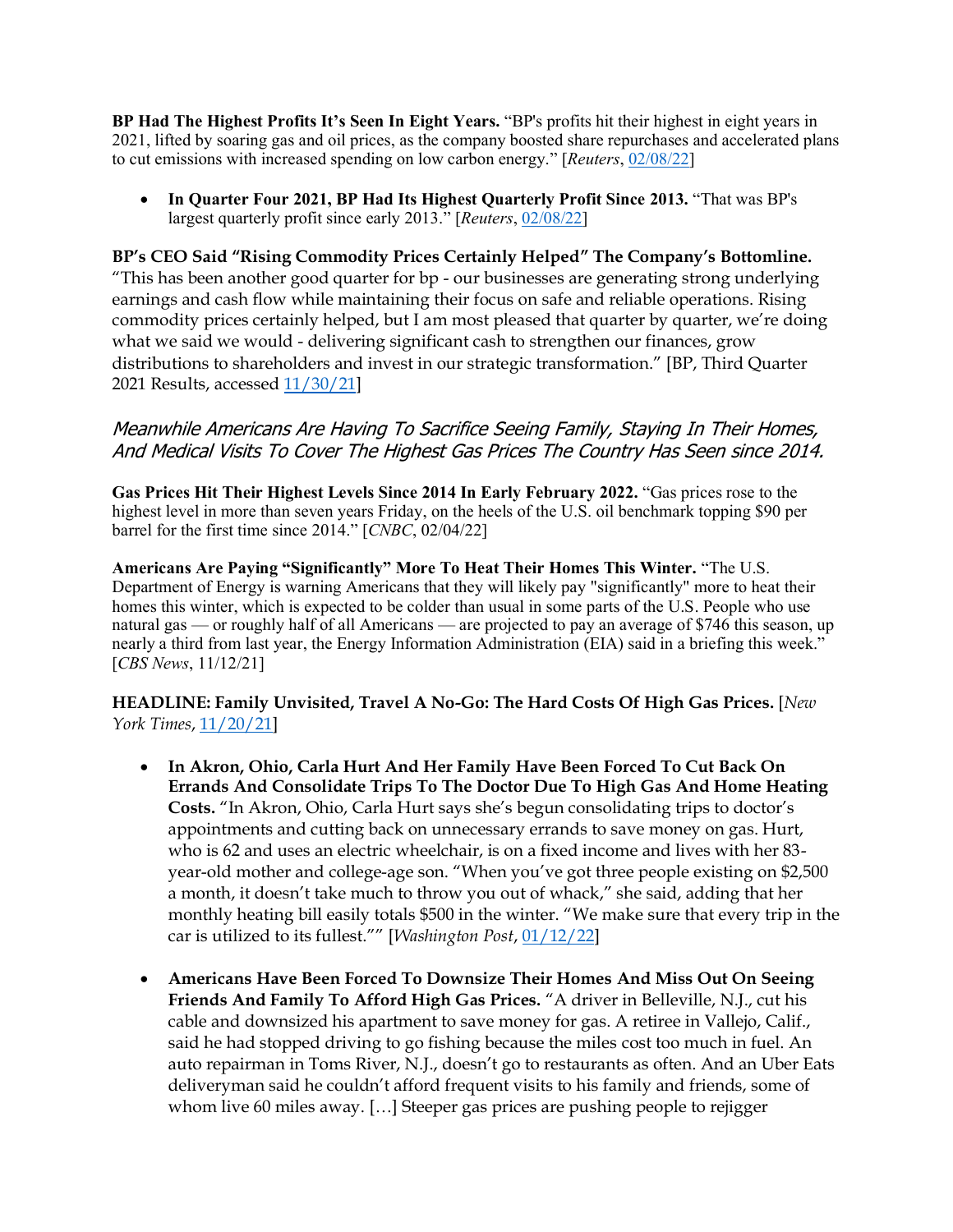**BP Had The Highest Profits It's Seen In Eight Years.** "BP's profits hit their highest in eight years in 2021, lifted by soaring gas and oil prices, as the company boosted share repurchases and accelerated plans to cut emissions with increased spending on low carbon energy." [*Reuters*, 02/08/22]

- **In Quarter Four 2021, BP Had Its Highest Quarterly Profit Since 2013.** "That was BP's largest quarterly profit since early 2013." [*Reuters*, 02/08/22]

**BP's CEO Said "Rising Commodity Prices Certainly Helped" The Company's Bottomline.** "This has been another good quarter for bp - our businesses are generating strong underlying earnings and cash flow while maintaining their focus on safe and reliable operations. Rising commodity prices certainly helped, but I am most pleased that quarter by quarter, we're doing what we said we would - delivering significant cash to strengthen our finances, grow distributions to shareholders and invest in our strategic transformation." [BP, Third Quarter 2021 Results, accessed 11/30/21]

### *Meanwhile Americans Are Having To Sacrifice Seeing Family, Staying In Their Homes, And Medical Visits To Cover The Highest Gas Prices The Country Has Seen since 2014.*

**Gas Prices Hit Their Highest Levels Since 2014 In Early February 2022.** "Gas prices rose to the highest level in more than seven years Friday, on the heels of the U.S. oil benchmark topping $90 per barrel for the first time since 2014." [*CNBC*, 02/04/22]

**Americans Are Paying "Significantly" More To Heat Their Homes This Winter.** "The U.S. Department of Energy is warning Americans that they will likely pay "significantly" more to heat their homes this winter, which is expected to be colder than usual in some parts of the U.S. People who use natural gas — or roughly half of all Americans — are projected to pay an average of $746 this season, up nearly a third from last year, the Energy Information Administration (EIA) said in a briefing this week." [*CBS News*, 11/12/21]

**HEADLINE: Family Unvisited, Travel A No-Go: The Hard Costs Of High Gas Prices.** [*New York Times*, 11/20/21]

- **In Akron, Ohio, Carla Hurt And Her Family Have Been Forced To Cut Back On Errands And Consolidate Trips To The Doctor Due To High Gas And Home Heating Costs.** "In Akron, Ohio, Carla Hurt says she's begun consolidating trips to doctor's appointments and cutting back on unnecessary errands to save money on gas. Hurt, who is 62 and uses an electric wheelchair, is on a fixed income and lives with her 83-year-old mother and college-age son. "When you've got three people existing on $2,500 a month, it doesn't take much to throw you out of whack," she said, adding that her monthly heating bill easily totals $500 in the winter. "We make sure that every trip in the car is utilized to its fullest."" [*Washington Post*, 01/12/22]

- **Americans Have Been Forced To Downsize Their Homes And Miss Out On Seeing Friends And Family To Afford High Gas Prices.** "A driver in Belleville, N.J., cut his cable and downsized his apartment to save money for gas. A retiree in Vallejo, Calif., said he had stopped driving to go fishing because the miles cost too much in fuel. An auto repairman in Toms River, N.J., doesn't go to restaurants as often. And an Uber Eats deliveryman said he couldn't afford frequent visits to his family and friends, some of whom live 60 miles away. […] Steeper gas prices are pushing people to rejigger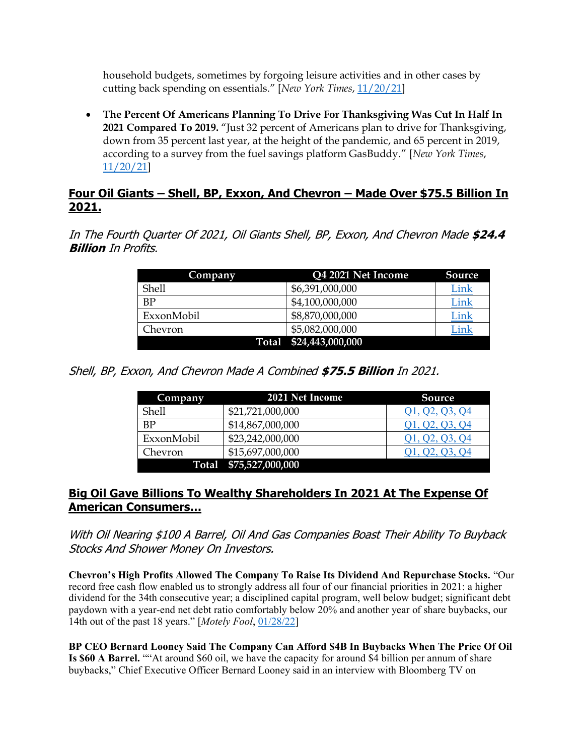household budgets, sometimes by forgoing leisure activities and in other cases by cutting back spending on essentials." [*New York Times*, 11/20/21]

- **The Percent Of Americans Planning To Drive For Thanksgiving Was Cut In Half In 2021 Compared To 2019.** "Just 32 percent of Americans plan to drive for Thanksgiving, down from 35 percent last year, at the height of the pandemic, and 65 percent in 2019, according to a survey from the fuel savings platform GasBuddy." [*New York Times*, 11/20/21]

## Four Oil Giants – Shell, BP, Exxon, And Chevron – Made Over $75.5 Billion In 2021.

*In The Fourth Quarter Of 2021, Oil Giants Shell, BP, Exxon, And Chevron Made **$24.4 Billion** In Profits.*

| Company | Q4 2021 Net Income | Source |
|---|---|---|
| Shell | $6,391,000,000 | Link |
| BP | $4,100,000,000 | Link |
| ExxonMobil | $8,870,000,000 | Link |
| Chevron | $5,082,000,000 | Link |
| **Total** | **$24,443,000,000** | |

*Shell, BP, Exxon, And Chevron Made A Combined **$75.5 Billion** In 2021.*

| Company | 2021 Net Income | Source |
|---|---|---|
| Shell | $21,721,000,000 | Q1, Q2, Q3, Q4 |
| BP | $14,867,000,000 | Q1, Q2, Q3, Q4 |
| ExxonMobil | $23,242,000,000 | Q1, Q2, Q3, Q4 |
| Chevron | $15,697,000,000 | Q1, Q2, Q3, Q4 |
| **Total** | **$75,527,000,000** | |

## Big Oil Gave Billions To Wealthy Shareholders In 2021 At The Expense Of American Consumers…

*With Oil Nearing $100 A Barrel, Oil And Gas Companies Boast Their Ability To Buyback Stocks And Shower Money On Investors.*

**Chevron's High Profits Allowed The Company To Raise Its Dividend And Repurchase Stocks.** "Our record free cash flow enabled us to strongly address all four of our financial priorities in 2021: a higher dividend for the 34th consecutive year; a disciplined capital program, well below budget; significant debt paydown with a year-end net debt ratio comfortably below 20% and another year of share buybacks, our 14th out of the past 18 years." [*Motely Fool*, 01/28/22]

**BP CEO Bernard Looney Said The Company Can Afford $4B In Buybacks When The Price Of Oil Is $60 A Barrel.** ""At around $60 oil, we have the capacity for around $4 billion per annum of share buybacks," Chief Executive Officer Bernard Looney said in an interview with Bloomberg TV on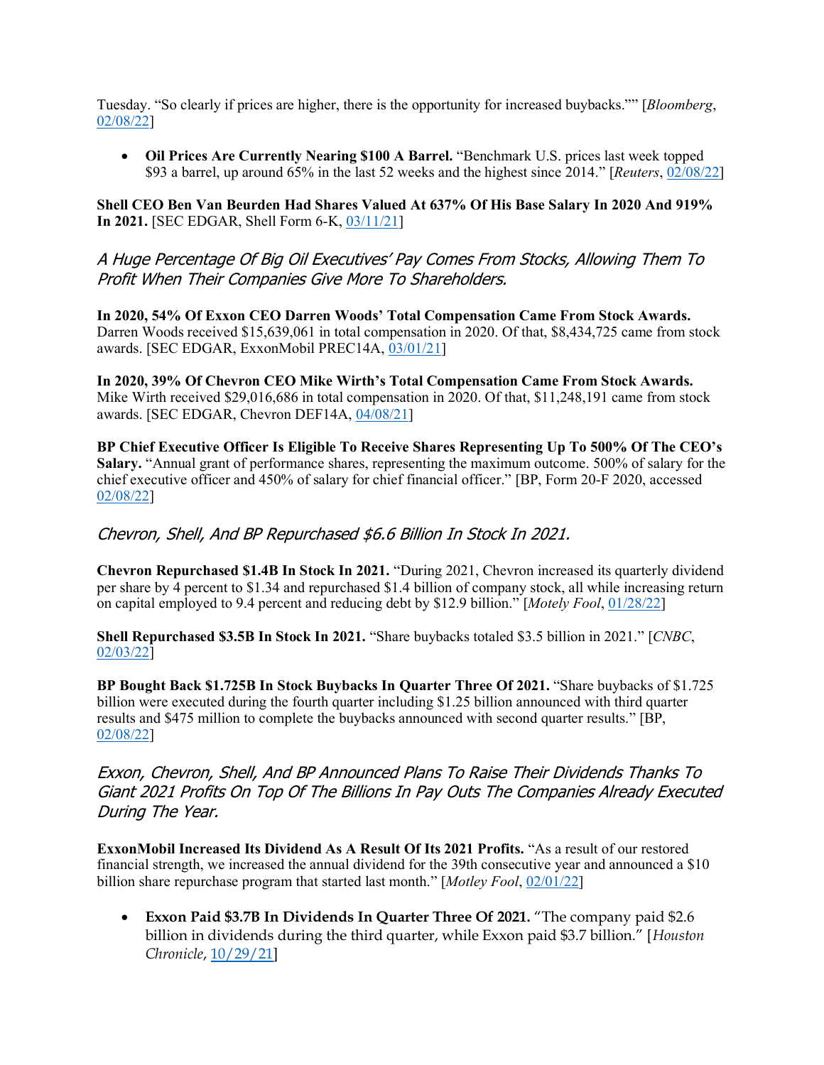Tuesday. "So clearly if prices are higher, there is the opportunity for increased buybacks."" [*Bloomberg*, 02/08/22]

- **Oil Prices Are Currently Nearing $100 A Barrel.** "Benchmark U.S. prices last week topped $93 a barrel, up around 65% in the last 52 weeks and the highest since 2014." [*Reuters*, 02/08/22]

**Shell CEO Ben Van Beurden Had Shares Valued At 637% Of His Base Salary In 2020 And 919% In 2021.** [SEC EDGAR, Shell Form 6-K, 03/11/21]

### *A Huge Percentage Of Big Oil Executives' Pay Comes From Stocks, Allowing Them To Profit When Their Companies Give More To Shareholders.*

**In 2020, 54% Of Exxon CEO Darren Woods' Total Compensation Came From Stock Awards.** Darren Woods received $15,639,061 in total compensation in 2020. Of that, $8,434,725 came from stock awards. [SEC EDGAR, ExxonMobil PREC14A, 03/01/21]

**In 2020, 39% Of Chevron CEO Mike Wirth's Total Compensation Came From Stock Awards.** Mike Wirth received $29,016,686 in total compensation in 2020. Of that, $11,248,191 came from stock awards. [SEC EDGAR, Chevron DEF14A, 04/08/21]

**BP Chief Executive Officer Is Eligible To Receive Shares Representing Up To 500% Of The CEO's Salary.** "Annual grant of performance shares, representing the maximum outcome. 500% of salary for the chief executive officer and 450% of salary for chief financial officer." [BP, Form 20-F 2020, accessed 02/08/22]

### *Chevron, Shell, And BP Repurchased $6.6 Billion In Stock In 2021.*

**Chevron Repurchased $1.4B In Stock In 2021.** "During 2021, Chevron increased its quarterly dividend per share by 4 percent to $1.34 and repurchased $1.4 billion of company stock, all while increasing return on capital employed to 9.4 percent and reducing debt by $12.9 billion." [*Motely Fool*, 01/28/22]

**Shell Repurchased $3.5B In Stock In 2021.** "Share buybacks totaled $3.5 billion in 2021." [*CNBC*, 02/03/22]

**BP Bought Back $1.725B In Stock Buybacks In Quarter Three Of 2021.** "Share buybacks of $1.725 billion were executed during the fourth quarter including $1.25 billion announced with third quarter results and $475 million to complete the buybacks announced with second quarter results." [BP, 02/08/22]

### *Exxon, Chevron, Shell, And BP Announced Plans To Raise Their Dividends Thanks To Giant 2021 Profits On Top Of The Billions In Pay Outs The Companies Already Executed During The Year.*

**ExxonMobil Increased Its Dividend As A Result Of Its 2021 Profits.** "As a result of our restored financial strength, we increased the annual dividend for the 39th consecutive year and announced a $10 billion share repurchase program that started last month." [*Motley Fool*, 02/01/22]

- **Exxon Paid $3.7B In Dividends In Quarter Three Of 2021.** "The company paid $2.6 billion in dividends during the third quarter, while Exxon paid $3.7 billion." [*Houston Chronicle*, 10/29/21]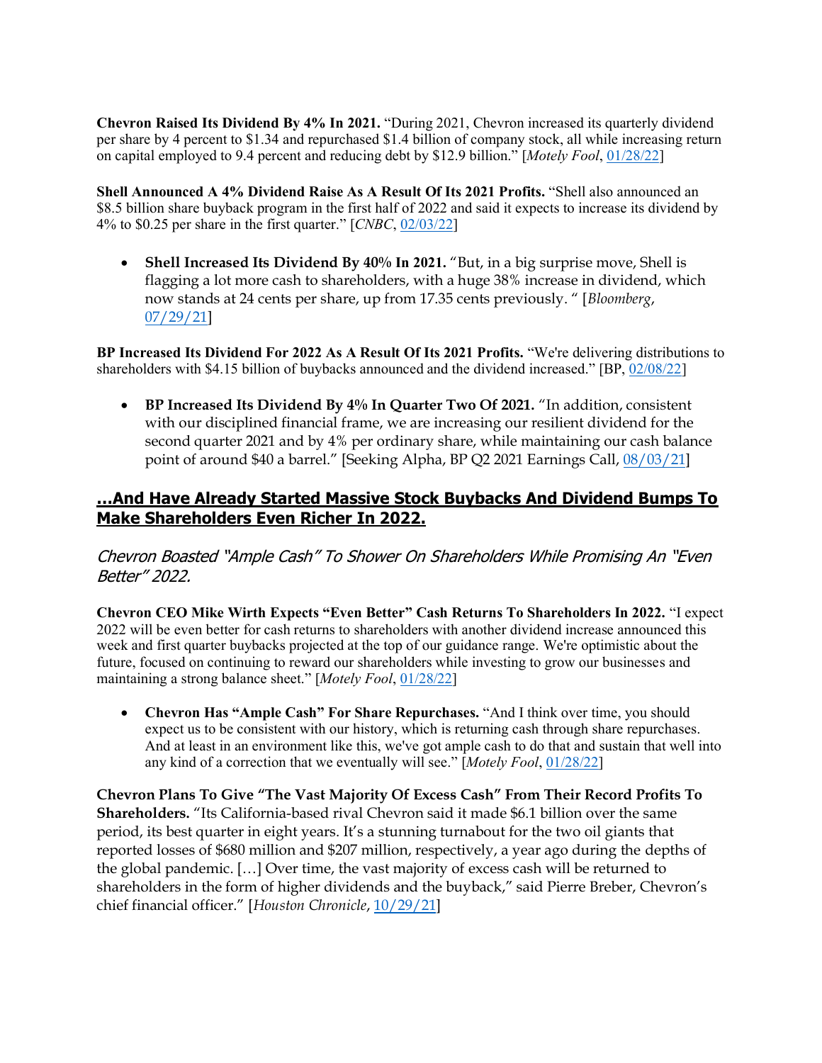**Chevron Raised Its Dividend By 4% In 2021.** "During 2021, Chevron increased its quarterly dividend per share by 4 percent to $1.34 and repurchased $1.4 billion of company stock, all while increasing return on capital employed to 9.4 percent and reducing debt by $12.9 billion." [*Motely Fool*, 01/28/22]

**Shell Announced A 4% Dividend Raise As A Result Of Its 2021 Profits.** "Shell also announced an $8.5 billion share buyback program in the first half of 2022 and said it expects to increase its dividend by 4% to $0.25 per share in the first quarter." [*CNBC*, 02/03/22]

- **Shell Increased Its Dividend By 40% In 2021.** "But, in a big surprise move, Shell is flagging a lot more cash to shareholders, with a huge 38% increase in dividend, which now stands at 24 cents per share, up from 17.35 cents previously. " [*Bloomberg*, 07/29/21]

**BP Increased Its Dividend For 2022 As A Result Of Its 2021 Profits.** "We're delivering distributions to shareholders with $4.15 billion of buybacks announced and the dividend increased." [BP, 02/08/22]

- **BP Increased Its Dividend By 4% In Quarter Two Of 2021.** "In addition, consistent with our disciplined financial frame, we are increasing our resilient dividend for the second quarter 2021 and by 4% per ordinary share, while maintaining our cash balance point of around $40 a barrel." [Seeking Alpha, BP Q2 2021 Earnings Call, 08/03/21]

## …And Have Already Started Massive Stock Buybacks And Dividend Bumps To Make Shareholders Even Richer In 2022.

### *Chevron Boasted "Ample Cash" To Shower On Shareholders While Promising An "Even Better" 2022.*

**Chevron CEO Mike Wirth Expects "Even Better" Cash Returns To Shareholders In 2022.** "I expect 2022 will be even better for cash returns to shareholders with another dividend increase announced this week and first quarter buybacks projected at the top of our guidance range. We're optimistic about the future, focused on continuing to reward our shareholders while investing to grow our businesses and maintaining a strong balance sheet." [*Motely Fool*, 01/28/22]

- **Chevron Has "Ample Cash" For Share Repurchases.** "And I think over time, you should expect us to be consistent with our history, which is returning cash through share repurchases. And at least in an environment like this, we've got ample cash to do that and sustain that well into any kind of a correction that we eventually will see." [*Motely Fool*, 01/28/22]

**Chevron Plans To Give "The Vast Majority Of Excess Cash" From Their Record Profits To Shareholders.** "Its California-based rival Chevron said it made $6.1 billion over the same period, its best quarter in eight years. It's a stunning turnabout for the two oil giants that reported losses of $680 million and $207 million, respectively, a year ago during the depths of the global pandemic. […] Over time, the vast majority of excess cash will be returned to shareholders in the form of higher dividends and the buyback," said Pierre Breber, Chevron's chief financial officer." [*Houston Chronicle*, 10/29/21]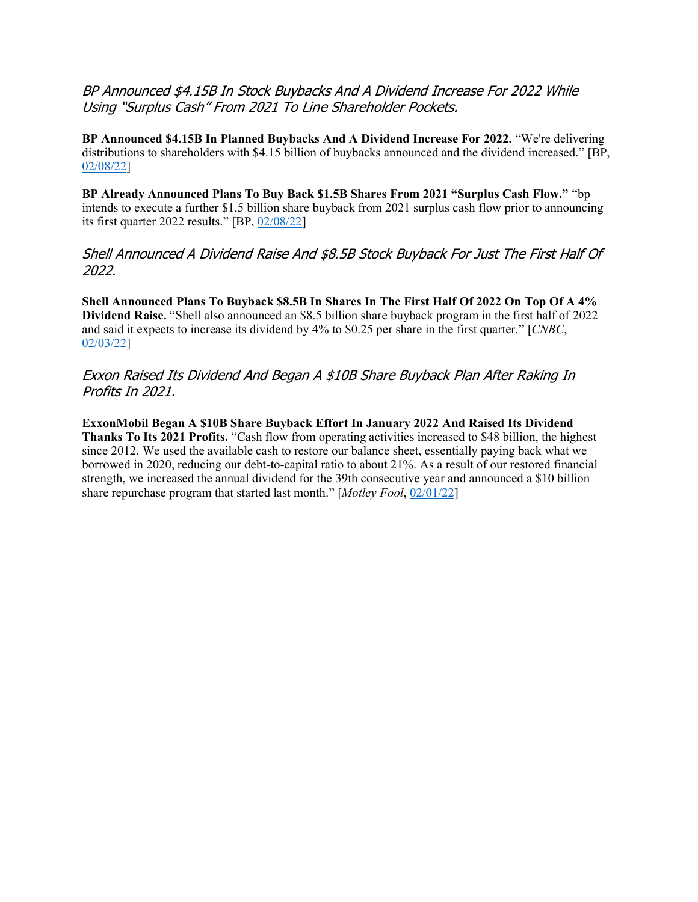### *BP Announced $4.15B In Stock Buybacks And A Dividend Increase For 2022 While Using "Surplus Cash" From 2021 To Line Shareholder Pockets.*

**BP Announced $4.15B In Planned Buybacks And A Dividend Increase For 2022.** "We're delivering distributions to shareholders with $4.15 billion of buybacks announced and the dividend increased." [BP, 02/08/22]

**BP Already Announced Plans To Buy Back $1.5B Shares From 2021 "Surplus Cash Flow."** "bp intends to execute a further $1.5 billion share buyback from 2021 surplus cash flow prior to announcing its first quarter 2022 results." [BP, 02/08/22]

### *Shell Announced A Dividend Raise And $8.5B Stock Buyback For Just The First Half Of 2022.*

**Shell Announced Plans To Buyback $8.5B In Shares In The First Half Of 2022 On Top Of A 4% Dividend Raise.** "Shell also announced an $8.5 billion share buyback program in the first half of 2022 and said it expects to increase its dividend by 4% to $0.25 per share in the first quarter." [*CNBC*, 02/03/22]

### *Exxon Raised Its Dividend And Began A $10B Share Buyback Plan After Raking In Profits In 2021.*

**ExxonMobil Began A $10B Share Buyback Effort In January 2022 And Raised Its Dividend Thanks To Its 2021 Profits.** "Cash flow from operating activities increased to $48 billion, the highest since 2012. We used the available cash to restore our balance sheet, essentially paying back what we borrowed in 2020, reducing our debt-to-capital ratio to about 21%. As a result of our restored financial strength, we increased the annual dividend for the 39th consecutive year and announced a $10 billion share repurchase program that started last month." [*Motley Fool*, 02/01/22]